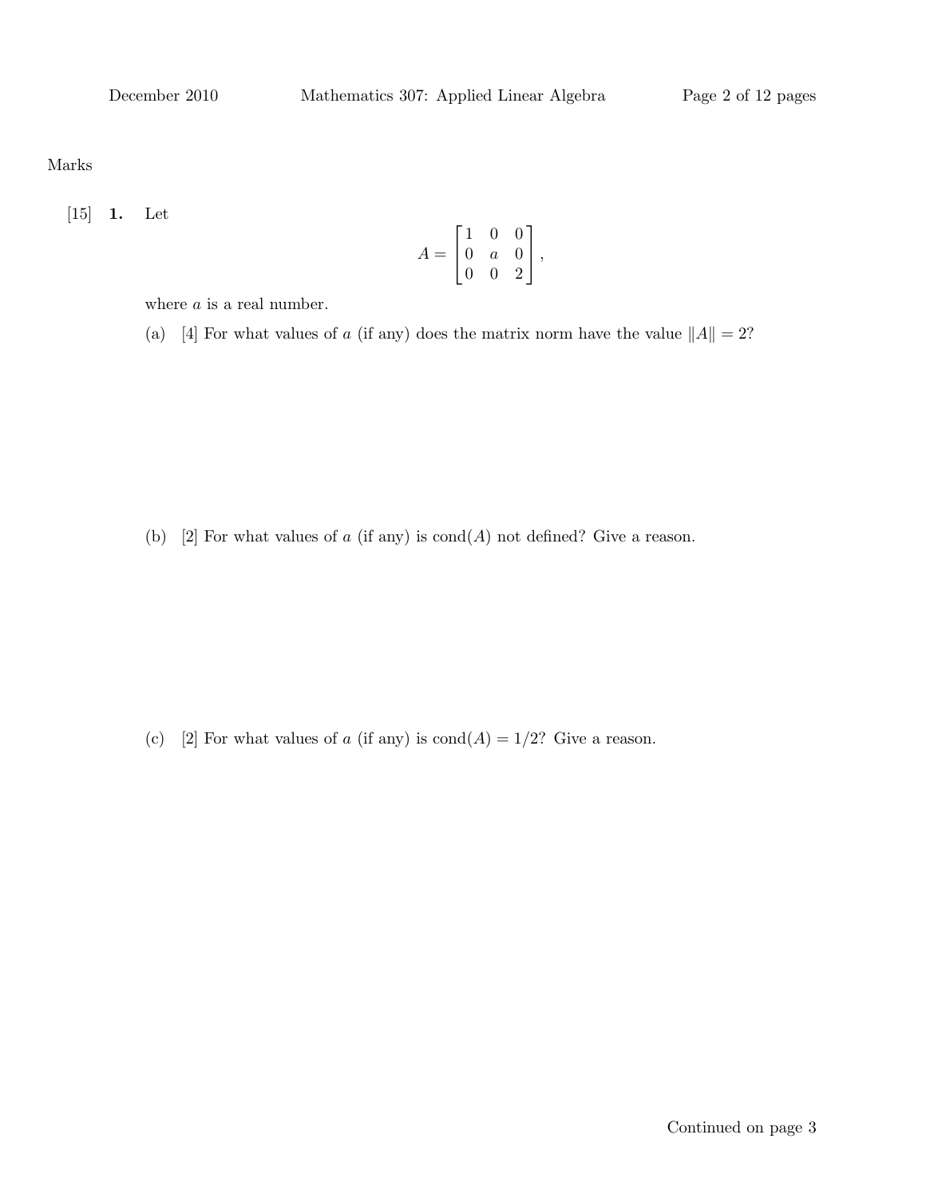Marks

[15] **1.** Let

$$A = \begin{bmatrix} 1 & 0 & 0 \\ 0 & a & 0 \\ 0 & 0 & 2 \end{bmatrix},$$

where $a$ is a real number.

(a) [4] For what values of $a$ (if any) does the matrix norm have the value $\|A\| = 2$?

(b) [2] For what values of $a$ (if any) is $\mathrm{cond}(A)$ not defined? Give a reason.

(c) [2] For what values of $a$ (if any) is $\mathrm{cond}(A) = 1/2$? Give a reason.

Continued on page 3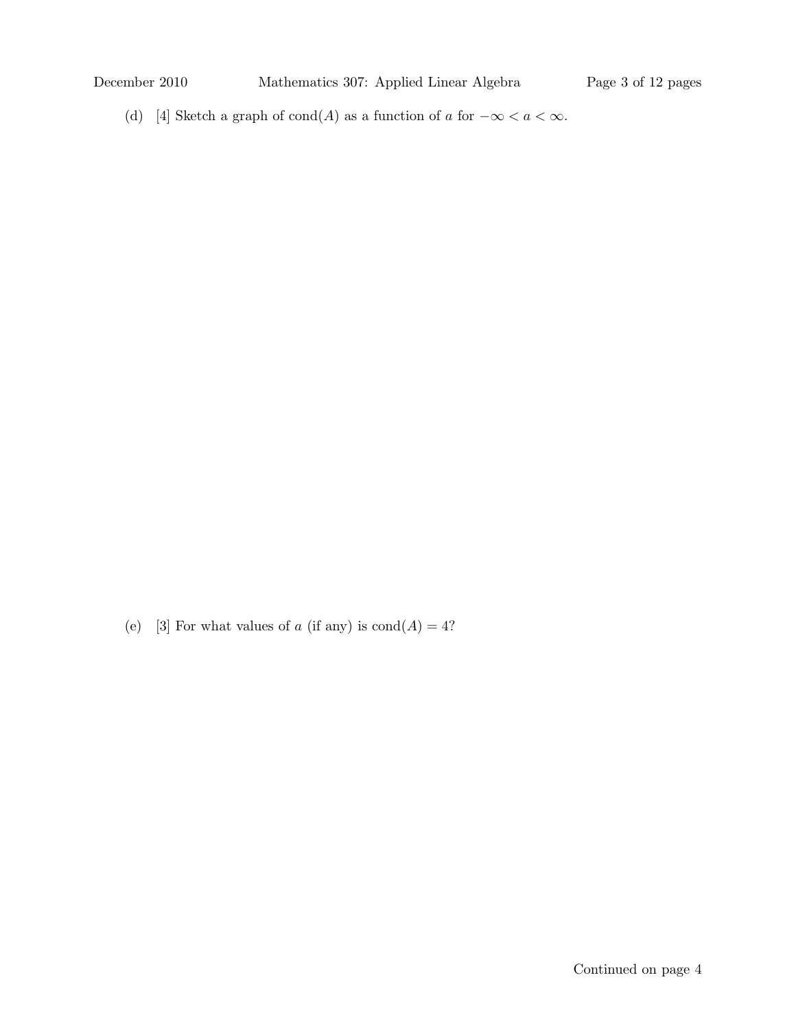(d) [4] Sketch a graph of $\text{cond}(A)$ as a function of $a$ for $-\infty < a < \infty$.

(e) [3] For what values of $a$ (if any) is $\text{cond}(A) = 4$?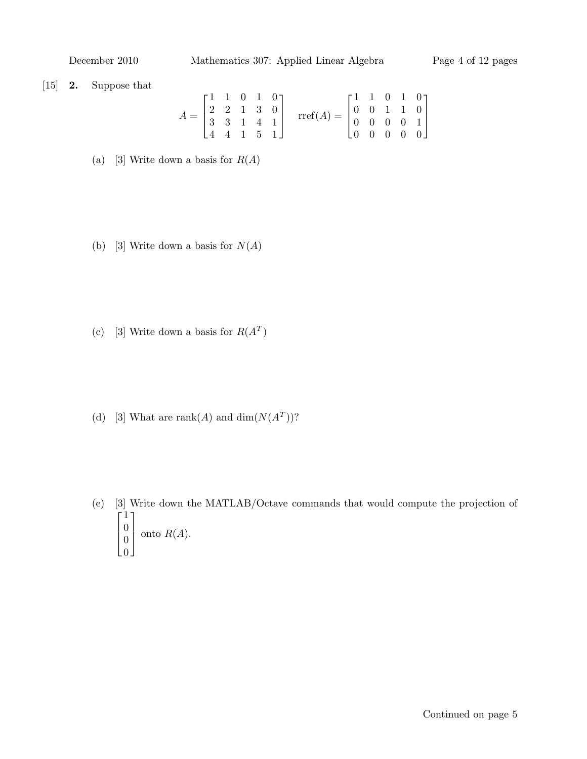[15] **2.** Suppose that

$$A = \begin{bmatrix} 1 & 1 & 0 & 1 & 0 \\ 2 & 2 & 1 & 3 & 0 \\ 3 & 3 & 1 & 4 & 1 \\ 4 & 4 & 1 & 5 & 1 \end{bmatrix} \qquad \operatorname{rref}(A) = \begin{bmatrix} 1 & 1 & 0 & 1 & 0 \\ 0 & 0 & 1 & 1 & 0 \\ 0 & 0 & 0 & 0 & 1 \\ 0 & 0 & 0 & 0 & 0 \end{bmatrix}$$

(a) [3] Write down a basis for $R(A)$

(b) [3] Write down a basis for $N(A)$

(c) [3] Write down a basis for $R(A^T)$

(d) [3] What are $\operatorname{rank}(A)$ and $\dim(N(A^T))$?

(e) [3] Write down the MATLAB/Octave commands that would compute the projection of $\begin{bmatrix} 1 \\ 0 \\ 0 \\ 0 \end{bmatrix}$ onto $R(A)$.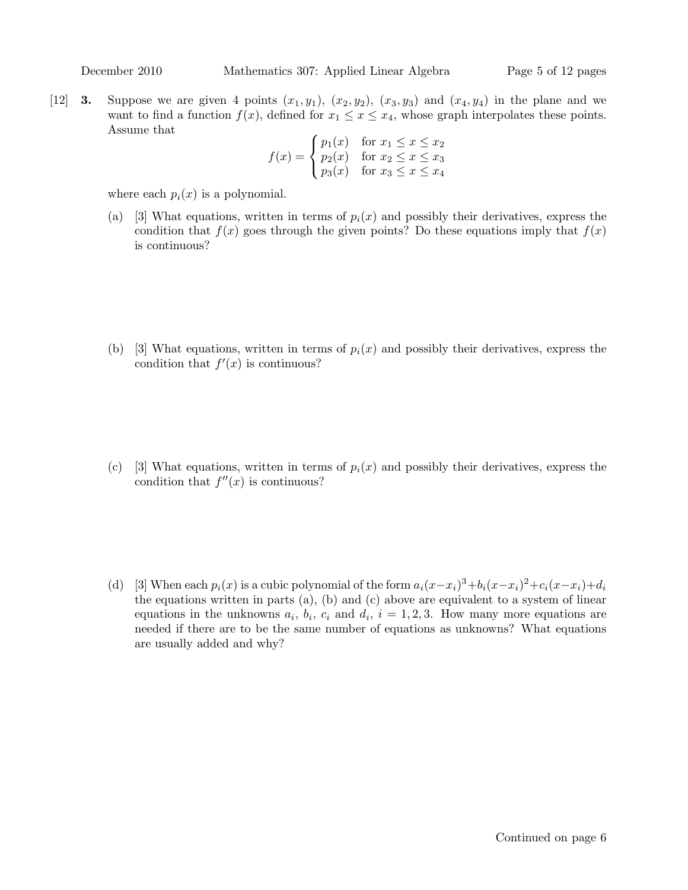[12] **3.** Suppose we are given 4 points $(x_1, y_1)$, $(x_2, y_2)$, $(x_3, y_3)$ and $(x_4, y_4)$ in the plane and we want to find a function $f(x)$, defined for $x_1 \leq x \leq x_4$, whose graph interpolates these points. Assume that

$$f(x) = \begin{cases} p_1(x) & \text{for } x_1 \leq x \leq x_2 \\ p_2(x) & \text{for } x_2 \leq x \leq x_3 \\ p_3(x) & \text{for } x_3 \leq x \leq x_4 \end{cases}$$

where each $p_i(x)$ is a polynomial.

(a) [3] What equations, written in terms of $p_i(x)$ and possibly their derivatives, express the condition that $f(x)$ goes through the given points? Do these equations imply that $f(x)$ is continuous?

(b) [3] What equations, written in terms of $p_i(x)$ and possibly their derivatives, express the condition that $f'(x)$ is continuous?

(c) [3] What equations, written in terms of $p_i(x)$ and possibly their derivatives, express the condition that $f''(x)$ is continuous?

(d) [3] When each $p_i(x)$ is a cubic polynomial of the form $a_i(x-x_i)^3+b_i(x-x_i)^2+c_i(x-x_i)+d_i$ the equations written in parts (a), (b) and (c) above are equivalent to a system of linear equations in the unknowns $a_i$, $b_i$, $c_i$ and $d_i$, $i = 1, 2, 3$. How many more equations are needed if there are to be the same number of equations as unknowns? What equations are usually added and why?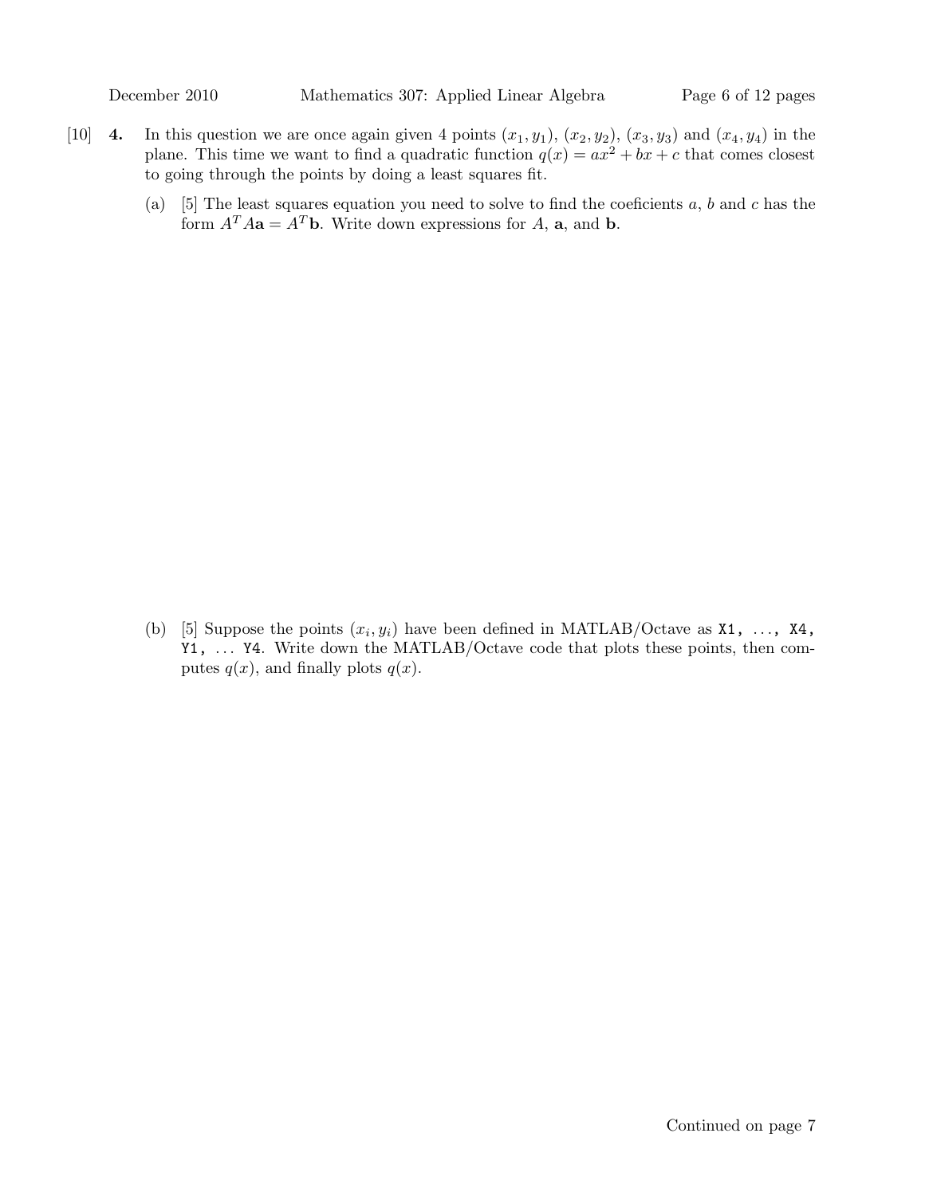[10] **4.** In this question we are once again given 4 points $(x_1, y_1)$, $(x_2, y_2)$, $(x_3, y_3)$ and $(x_4, y_4)$ in the plane. This time we want to find a quadratic function $q(x) = ax^2 + bx + c$ that comes closest to going through the points by doing a least squares fit.

(a) [5] The least squares equation you need to solve to find the coeficients $a$, $b$ and $c$ has the form $A^T A\mathbf{a} = A^T\mathbf{b}$. Write down expressions for $A$, $\mathbf{a}$, and $\mathbf{b}$.

(b) [5] Suppose the points $(x_i, y_i)$ have been defined in MATLAB/Octave as `X1, ..., X4, Y1, ... Y4`. Write down the MATLAB/Octave code that plots these points, then computes $q(x)$, and finally plots $q(x)$.

Continued on page 7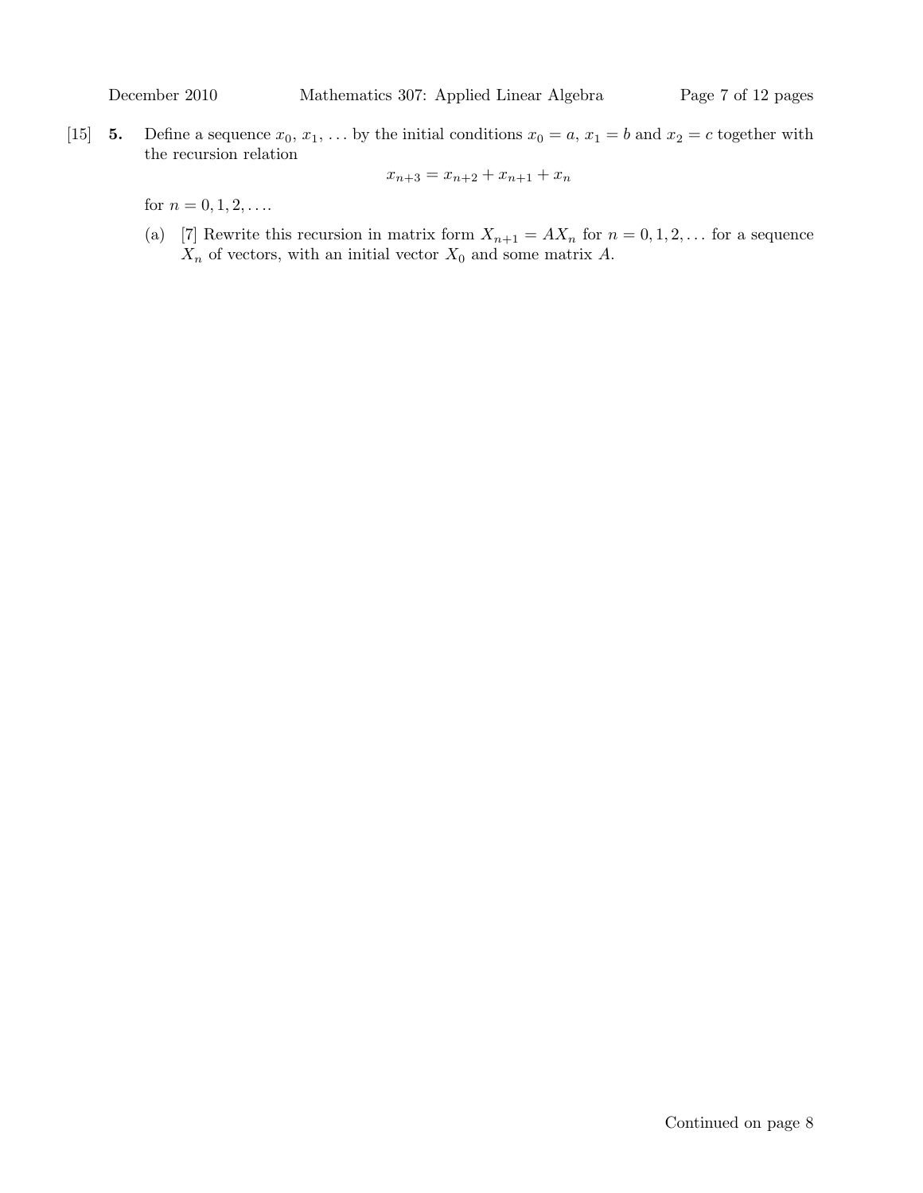[15] **5.** Define a sequence $x_0$, $x_1$, ... by the initial conditions $x_0 = a$, $x_1 = b$ and $x_2 = c$ together with the recursion relation

$$x_{n+3} = x_{n+2} + x_{n+1} + x_n$$

for $n = 0, 1, 2, \ldots$.

(a) [7] Rewrite this recursion in matrix form $X_{n+1} = AX_n$ for $n = 0, 1, 2, \ldots$ for a sequence $X_n$ of vectors, with an initial vector $X_0$ and some matrix $A$.

Continued on page 8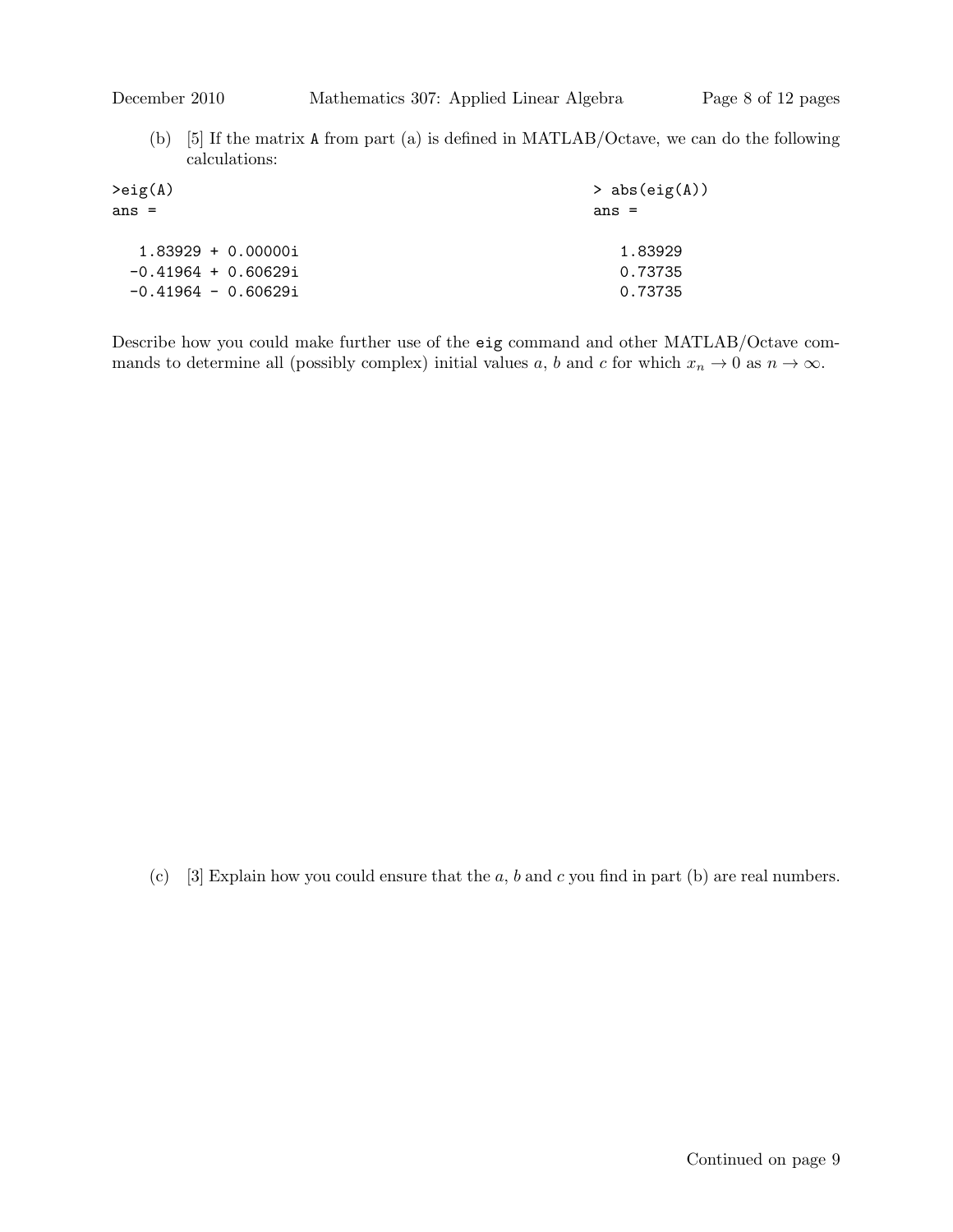(b) [5] If the matrix A from part (a) is defined in MATLAB/Octave, we can do the following calculations:

```
>eig(A)
ans =

  1.83929 + 0.00000i
 -0.41964 + 0.60629i
 -0.41964 - 0.60629i
```

```
> abs(eig(A))
ans =

   1.83929
   0.73735
   0.73735
```

Describe how you could make further use of the `eig` command and other MATLAB/Octave commands to determine all (possibly complex) initial values $a$, $b$ and $c$ for which $x_n \to 0$ as $n \to \infty$.

(c) [3] Explain how you could ensure that the $a$, $b$ and $c$ you find in part (b) are real numbers.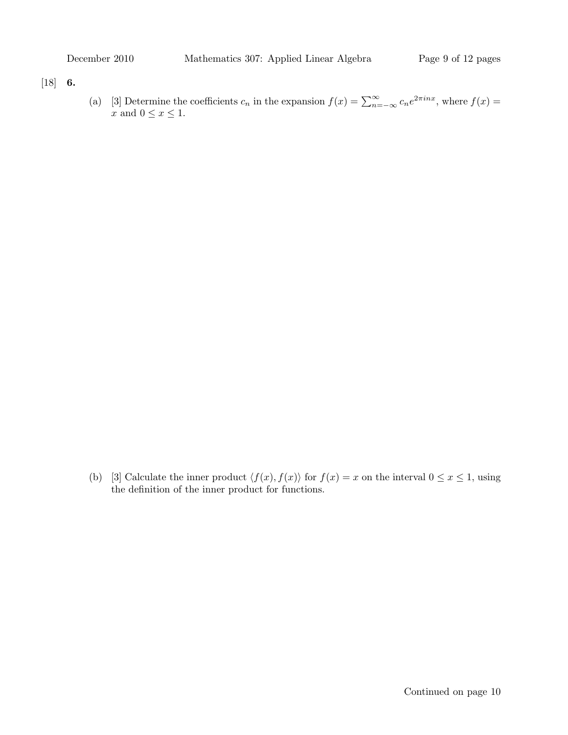[18] **6.**

(a) [3] Determine the coefficients $c_n$ in the expansion $f(x) = \sum_{n=-\infty}^{\infty} c_n e^{2\pi i n x}$, where $f(x) = x$ and $0 \leq x \leq 1$.

(b) [3] Calculate the inner product $\langle f(x), f(x) \rangle$ for $f(x) = x$ on the interval $0 \leq x \leq 1$, using the definition of the inner product for functions.

Continued on page 10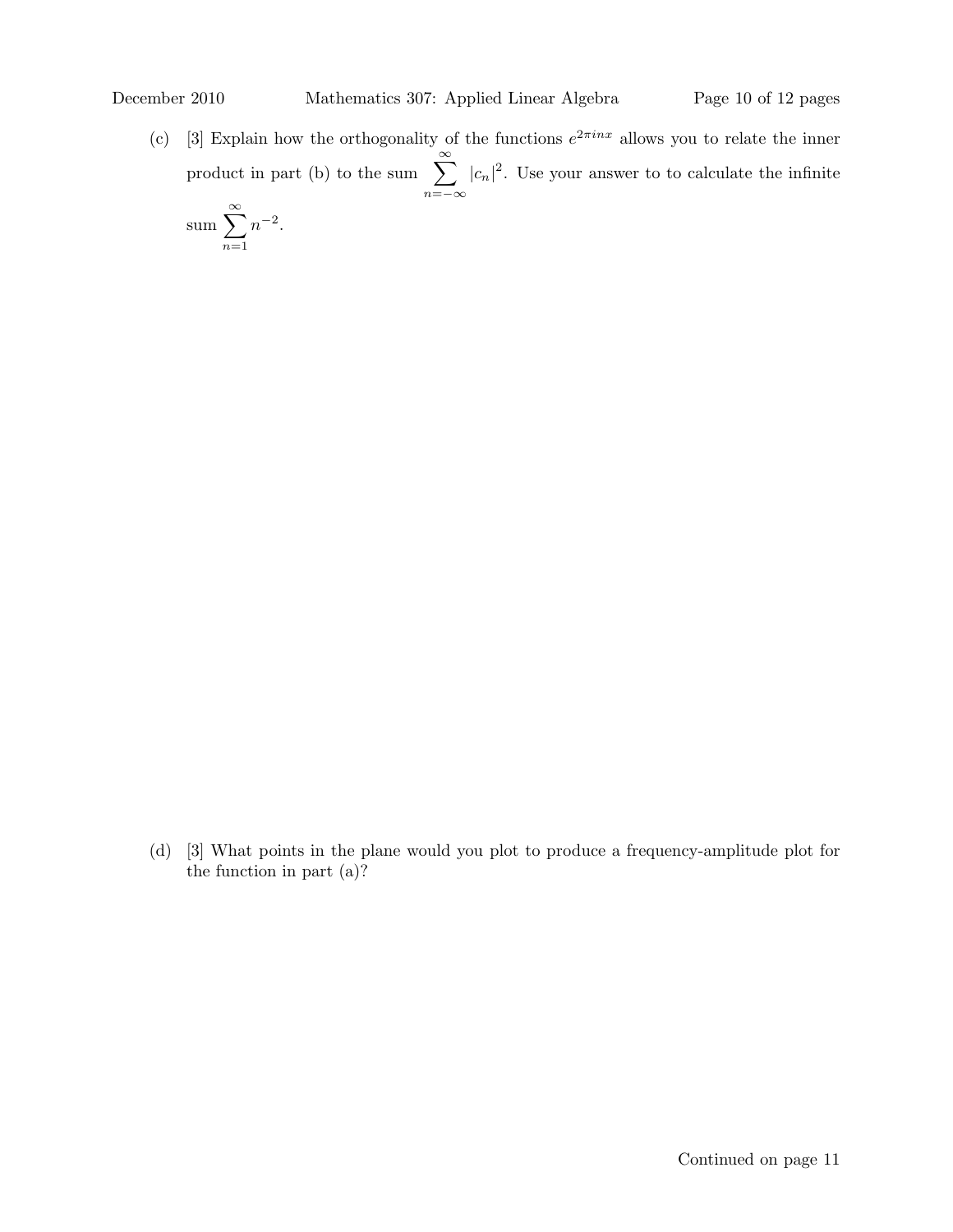(c) [3] Explain how the orthogonality of the functions $e^{2\pi inx}$ allows you to relate the inner product in part (b) to the sum $\sum_{n=-\infty}^{\infty} |c_n|^2$. Use your answer to to calculate the infinite sum $\sum_{n=1}^{\infty} n^{-2}$.

(d) [3] What points in the plane would you plot to produce a frequency-amplitude plot for the function in part (a)?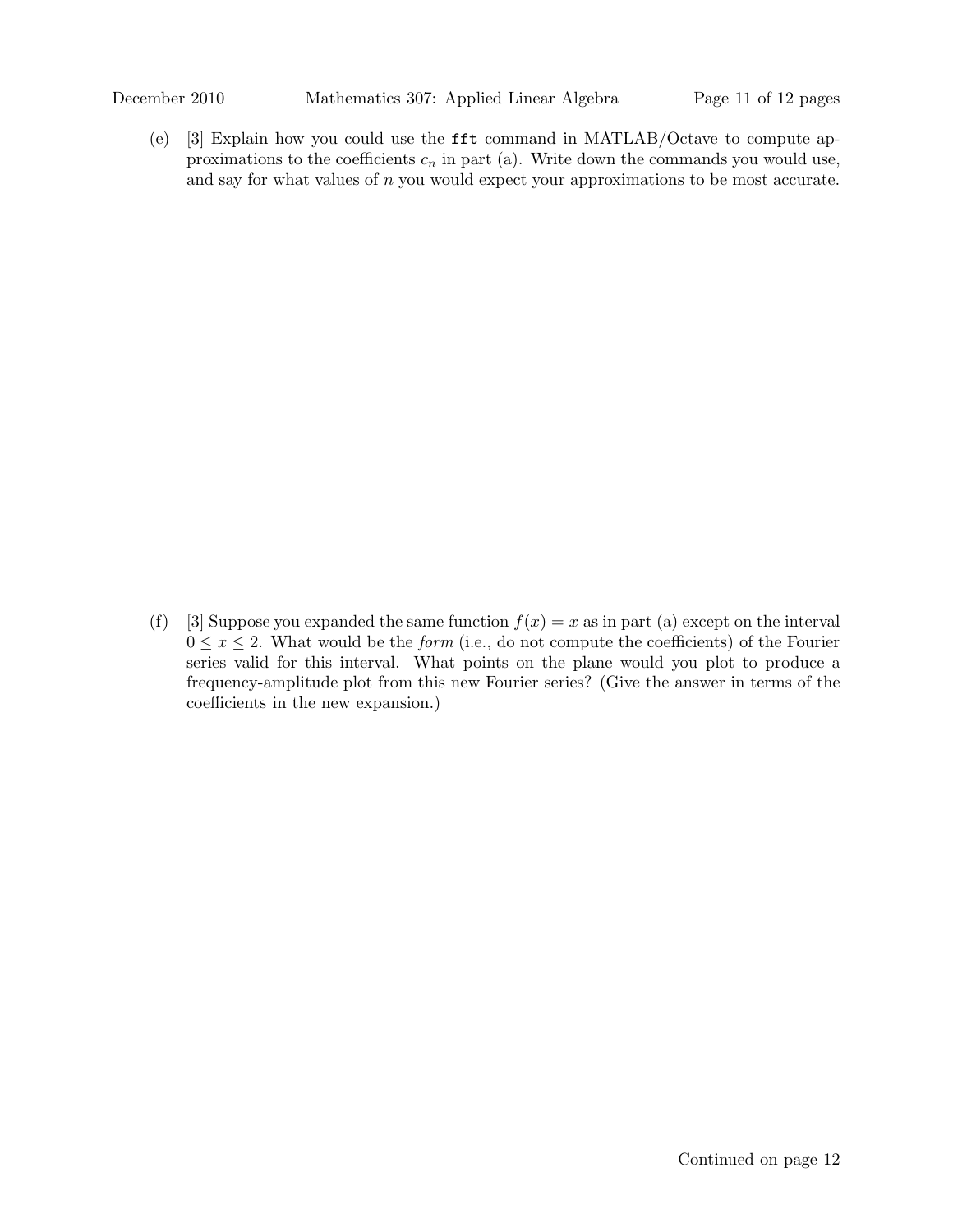(e) [3] Explain how you could use the `fft` command in MATLAB/Octave to compute approximations to the coefficients $c_n$ in part (a). Write down the commands you would use, and say for what values of $n$ you would expect your approximations to be most accurate.

(f) [3] Suppose you expanded the same function $f(x) = x$ as in part (a) except on the interval $0 \le x \le 2$. What would be the *form* (i.e., do not compute the coefficients) of the Fourier series valid for this interval. What points on the plane would you plot to produce a frequency-amplitude plot from this new Fourier series? (Give the answer in terms of the coefficients in the new expansion.)

Continued on page 12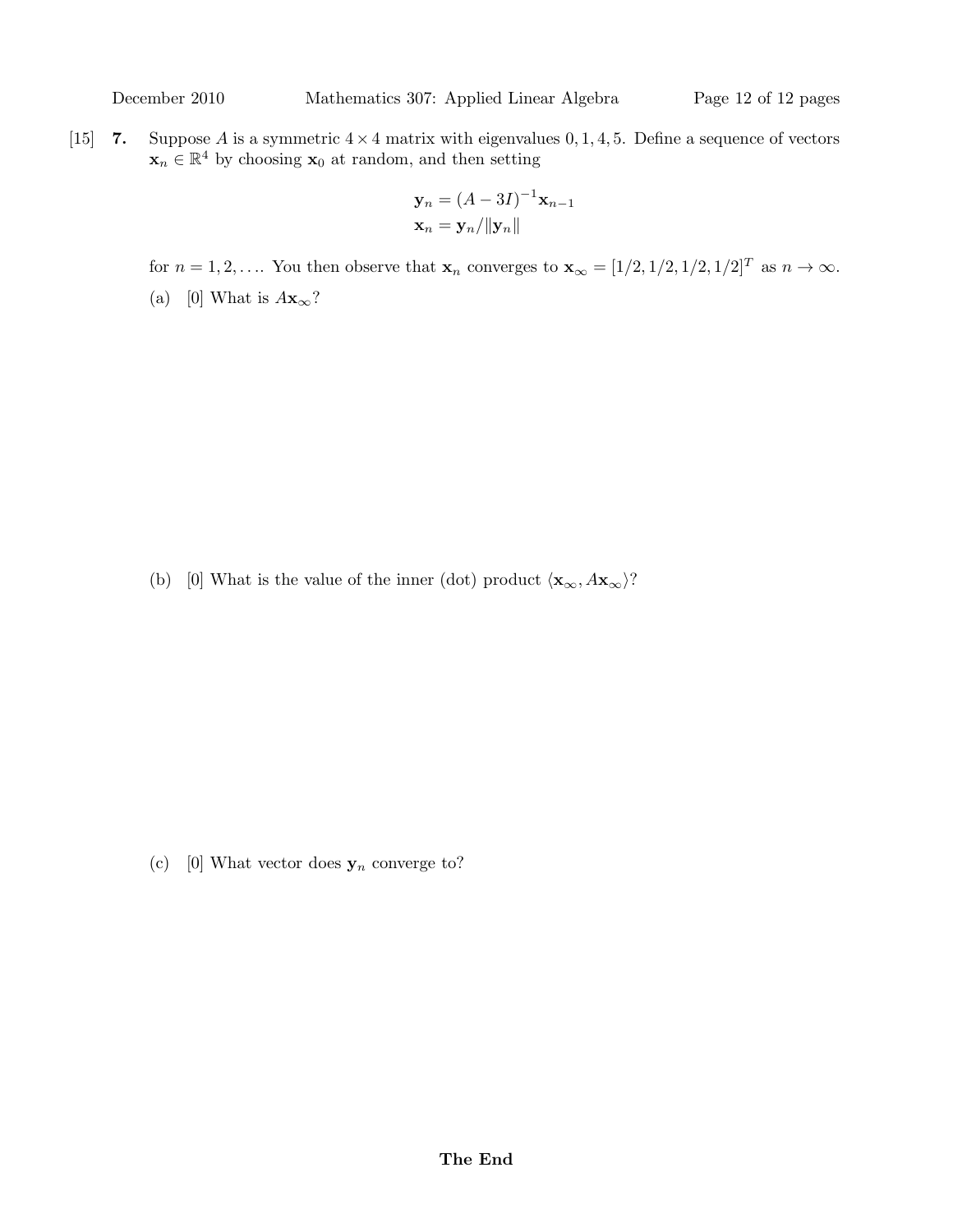[15] **7.** Suppose $A$ is a symmetric $4 \times 4$ matrix with eigenvalues $0, 1, 4, 5$. Define a sequence of vectors $\mathbf{x}_n \in \mathbb{R}^4$ by choosing $\mathbf{x}_0$ at random, and then setting

$$\mathbf{y}_n = (A - 3I)^{-1}\mathbf{x}_{n-1}$$
$$\mathbf{x}_n = \mathbf{y}_n / \|\mathbf{y}_n\|$$

for $n = 1, 2, \ldots$. You then observe that $\mathbf{x}_n$ converges to $\mathbf{x}_\infty = [1/2, 1/2, 1/2, 1/2]^T$ as $n \to \infty$.

(a) [0] What is $A\mathbf{x}_\infty$?

(b) [0] What is the value of the inner (dot) product $\langle \mathbf{x}_\infty, A\mathbf{x}_\infty \rangle$?

(c) [0] What vector does $\mathbf{y}_n$ converge to?

**The End**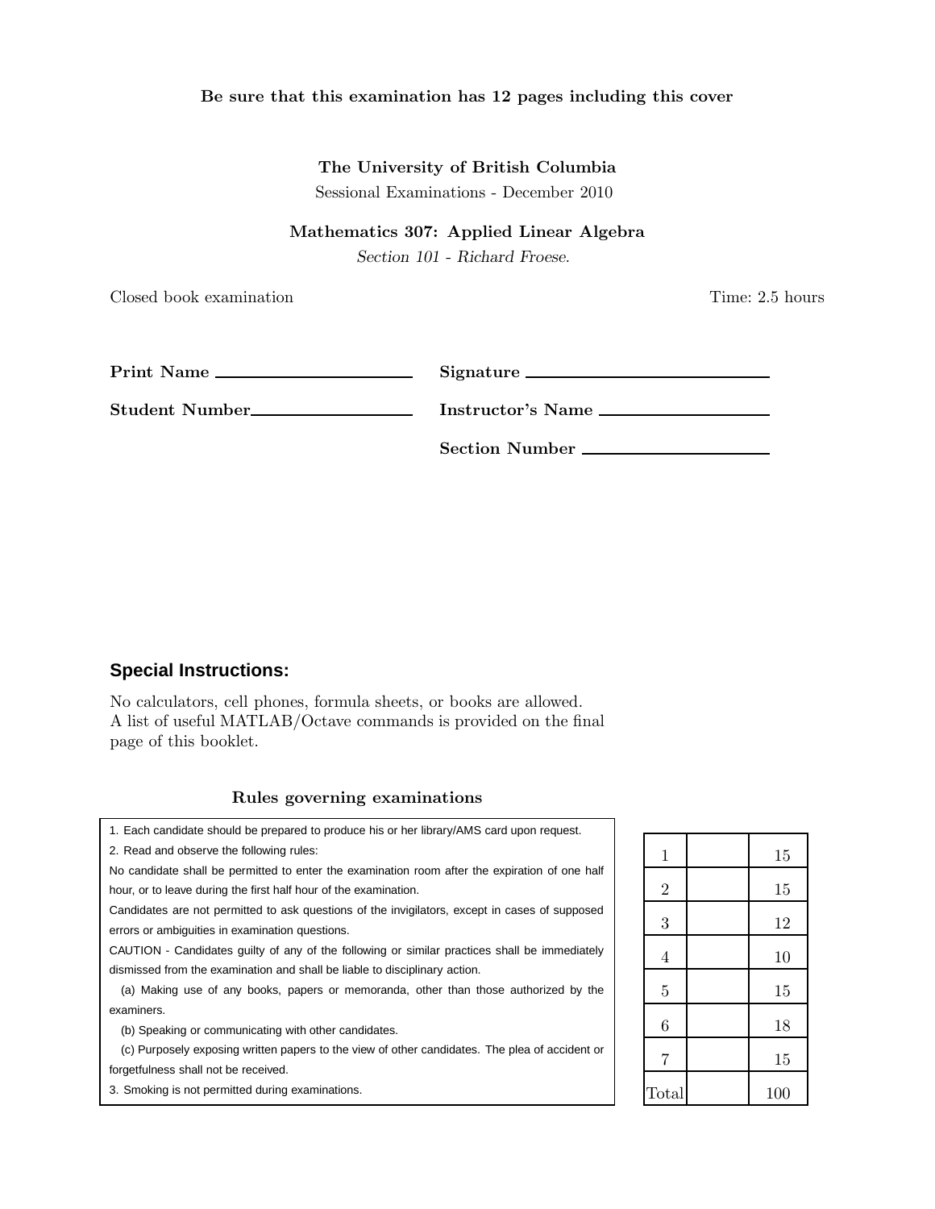**Be sure that this examination has 12 pages including this cover**

**The University of British Columbia**

Sessional Examinations - December 2010

**Mathematics 307: Applied Linear Algebra**

*Section 101 - Richard Froese.*

Closed book examination

Time: 2.5 hours

**Print Name** ____________________

**Signature** ____________________

**Student Number** ____________________

**Instructor's Name** ____________________

**Section Number** ____________________

## Special Instructions:

No calculators, cell phones, formula sheets, or books are allowed.
A list of useful MATLAB/Octave commands is provided on the final page of this booklet.

### Rules governing examinations

1. Each candidate should be prepared to produce his or her library/AMS card upon request.
2. Read and observe the following rules:

No candidate shall be permitted to enter the examination room after the expiration of one half hour, or to leave during the first half hour of the examination.

Candidates are not permitted to ask questions of the invigilators, except in cases of supposed errors or ambiguities in examination questions.

CAUTION - Candidates guilty of any of the following or similar practices shall be immediately dismissed from the examination and shall be liable to disciplinary action.

(a) Making use of any books, papers or memoranda, other than those authorized by the examiners.

(b) Speaking or communicating with other candidates.

(c) Purposely exposing written papers to the view of other candidates. The plea of accident or forgetfulness shall not be received.

3. Smoking is not permitted during examinations.

| | | |
|---|---|---|
| 1 | | 15 |
| 2 | | 15 |
| 3 | | 12 |
| 4 | | 10 |
| 5 | | 15 |
| 6 | | 18 |
| 7 | | 15 |
| Total | | 100 |